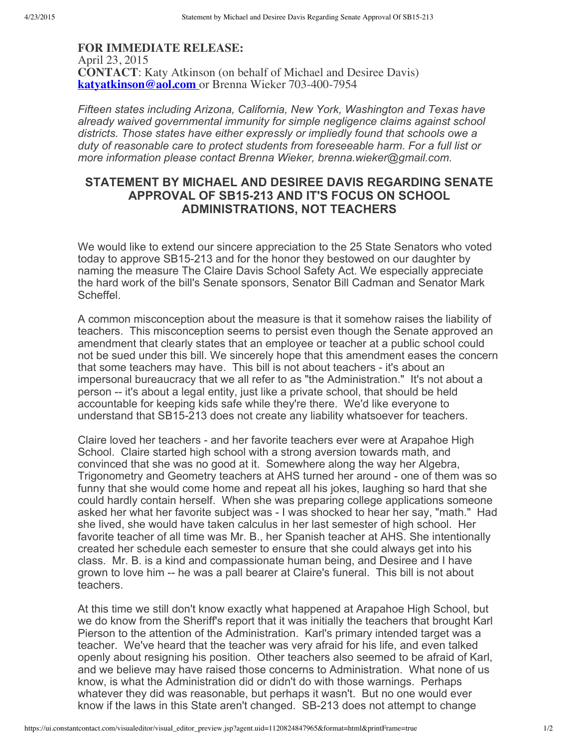**FOR IMMEDIATE RELEASE:**
April 23, 2015
**CONTACT**: Katy Atkinson (on behalf of Michael and Desiree Davis)
**katyatkinson@aol.com** or Brenna Wieker 703-400-7954

*Fifteen states including Arizona, California, New York, Washington and Texas have already waived governmental immunity for simple negligence claims against school districts. Those states have either expressly or impliedly found that schools owe a duty of reasonable care to protect students from foreseeable harm. For a full list or more information please contact Brenna Wieker, brenna.wieker@gmail.com.*

## STATEMENT BY MICHAEL AND DESIREE DAVIS REGARDING SENATE APPROVAL OF SB15-213 AND IT'S FOCUS ON SCHOOL ADMINISTRATIONS, NOT TEACHERS

We would like to extend our sincere appreciation to the 25 State Senators who voted today to approve SB15-213 and for the honor they bestowed on our daughter by naming the measure The Claire Davis School Safety Act. We especially appreciate the hard work of the bill's Senate sponsors, Senator Bill Cadman and Senator Mark Scheffel.

A common misconception about the measure is that it somehow raises the liability of teachers. This misconception seems to persist even though the Senate approved an amendment that clearly states that an employee or teacher at a public school could not be sued under this bill. We sincerely hope that this amendment eases the concern that some teachers may have. This bill is not about teachers - it's about an impersonal bureaucracy that we all refer to as "the Administration." It's not about a person -- it's about a legal entity, just like a private school, that should be held accountable for keeping kids safe while they're there. We'd like everyone to understand that SB15-213 does not create any liability whatsoever for teachers.

Claire loved her teachers - and her favorite teachers ever were at Arapahoe High School. Claire started high school with a strong aversion towards math, and convinced that she was no good at it. Somewhere along the way her Algebra, Trigonometry and Geometry teachers at AHS turned her around - one of them was so funny that she would come home and repeat all his jokes, laughing so hard that she could hardly contain herself. When she was preparing college applications someone asked her what her favorite subject was - I was shocked to hear her say, "math." Had she lived, she would have taken calculus in her last semester of high school. Her favorite teacher of all time was Mr. B., her Spanish teacher at AHS. She intentionally created her schedule each semester to ensure that she could always get into his class. Mr. B. is a kind and compassionate human being, and Desiree and I have grown to love him -- he was a pall bearer at Claire's funeral. This bill is not about teachers.

At this time we still don't know exactly what happened at Arapahoe High School, but we do know from the Sheriff's report that it was initially the teachers that brought Karl Pierson to the attention of the Administration. Karl's primary intended target was a teacher. We've heard that the teacher was very afraid for his life, and even talked openly about resigning his position. Other teachers also seemed to be afraid of Karl, and we believe may have raised those concerns to Administration. What none of us know, is what the Administration did or didn't do with those warnings. Perhaps whatever they did was reasonable, but perhaps it wasn't. But no one would ever know if the laws in this State aren't changed. SB-213 does not attempt to change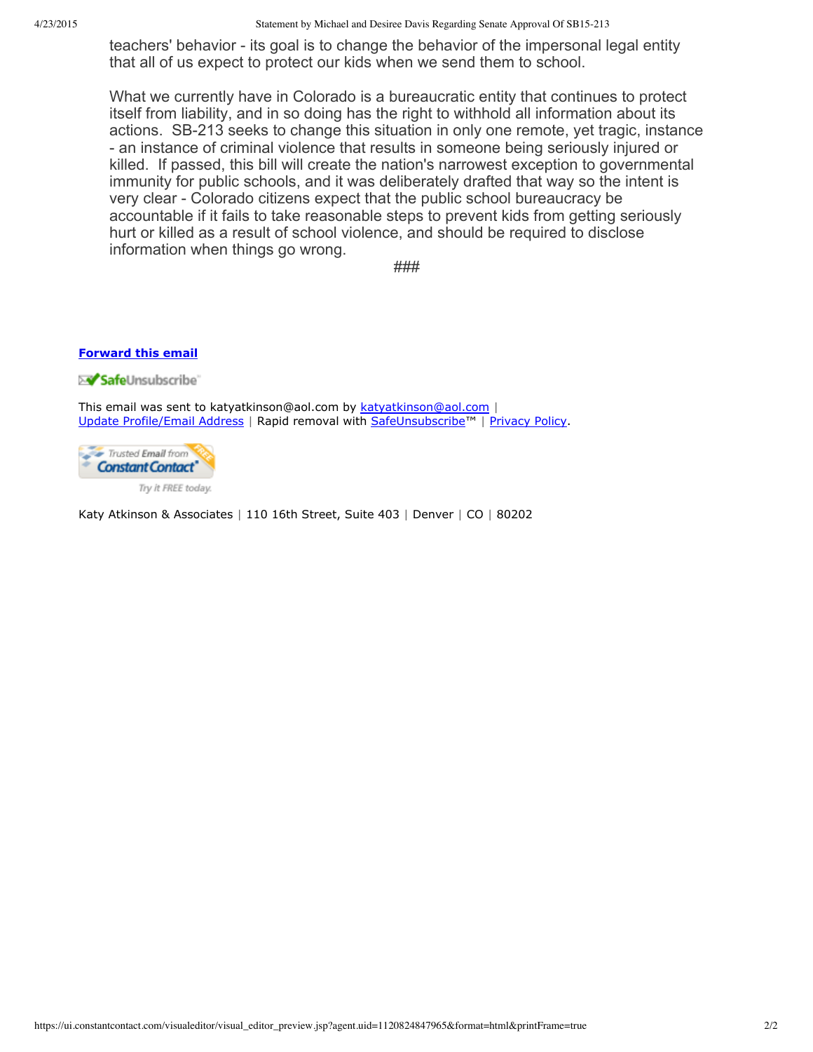teachers' behavior - its goal is to change the behavior of the impersonal legal entity that all of us expect to protect our kids when we send them to school.

What we currently have in Colorado is a bureaucratic entity that continues to protect itself from liability, and in so doing has the right to withhold all information about its actions. SB-213 seeks to change this situation in only one remote, yet tragic, instance - an instance of criminal violence that results in someone being seriously injured or killed. If passed, this bill will create the nation's narrowest exception to governmental immunity for public schools, and it was deliberately drafted that way so the intent is very clear - Colorado citizens expect that the public school bureaucracy be accountable if it fails to take reasonable steps to prevent kids from getting seriously hurt or killed as a result of school violence, and should be required to disclose information when things go wrong.

###

**Forward this email**

SafeUnsubscribe

This email was sent to katyatkinson@aol.com by katyatkinson@aol.com | Update Profile/Email Address | Rapid removal with SafeUnsubscribe™ | Privacy Policy.

Trusted Email from Constant Contact — Try it FREE today.

Katy Atkinson & Associates | 110 16th Street, Suite 403 | Denver | CO | 80202